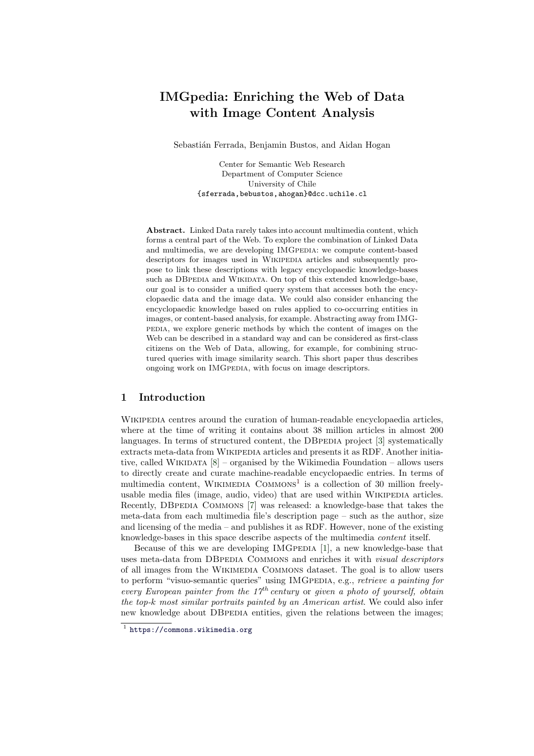# IMGpedia: Enriching the Web of Data with Image Content Analysis

Sebastián Ferrada, Benjamin Bustos, and Aidan Hogan

Center for Semantic Web Research
Department of Computer Science
University of Chile
{sferrada,bebustos,ahogan}@dcc.uchile.cl

**Abstract.** Linked Data rarely takes into account multimedia content, which forms a central part of the Web. To explore the combination of Linked Data and multimedia, we are developing IMGpedia: we compute content-based descriptors for images used in Wikipedia articles and subsequently propose to link these descriptions with legacy encyclopaedic knowledge-bases such as DBpedia and Wikidata. On top of this extended knowledge-base, our goal is to consider a unified query system that accesses both the encyclopaedic data and the image data. We could also consider enhancing the encyclopaedic knowledge based on rules applied to co-occurring entities in images, or content-based analysis, for example. Abstracting away from IMGpedia, we explore generic methods by which the content of images on the Web can be described in a standard way and can be considered as first-class citizens on the Web of Data, allowing, for example, for combining structured queries with image similarity search. This short paper thus describes ongoing work on IMGpedia, with focus on image descriptors.

## 1 Introduction

Wikipedia centres around the curation of human-readable encyclopaedia articles, where at the time of writing it contains about 38 million articles in almost 200 languages. In terms of structured content, the DBpedia project [3] systematically extracts meta-data from Wikipedia articles and presents it as RDF. Another initiative, called Wikidata [8] – organised by the Wikimedia Foundation – allows users to directly create and curate machine-readable encyclopaedic entries. In terms of multimedia content, Wikimedia Commons[1] is a collection of 30 million freely-usable media files (image, audio, video) that are used within Wikipedia articles. Recently, DBpedia Commons [7] was released: a knowledge-base that takes the meta-data from each multimedia file's description page – such as the author, size and licensing of the media – and publishes it as RDF. However, none of the existing knowledge-bases in this space describe aspects of the multimedia *content* itself.

Because of this we are developing IMGpedia [1], a new knowledge-base that uses meta-data from DBpedia Commons and enriches it with *visual descriptors* of all images from the Wikimedia Commons dataset. The goal is to allow users to perform "visuo-semantic queries" using IMGpedia, e.g., *retrieve a painting for every European painter from the 17$^{th}$ century* or *given a photo of yourself, obtain the top-k most similar portraits painted by an American artist*. We could also infer new knowledge about DBpedia entities, given the relations between the images;

[1] https://commons.wikimedia.org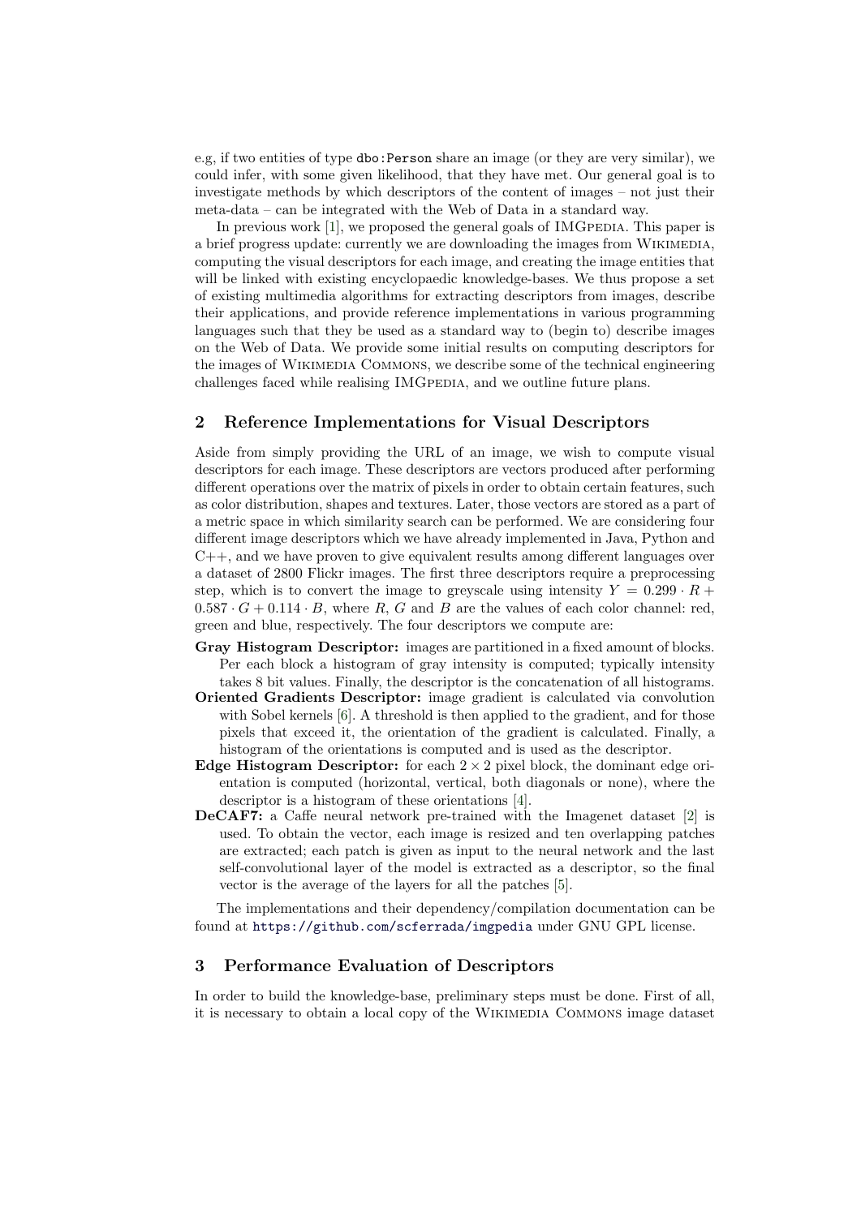e.g, if two entities of type `dbo:Person` share an image (or they are very similar), we could infer, with some given likelihood, that they have met. Our general goal is to investigate methods by which descriptors of the content of images – not just their meta-data – can be integrated with the Web of Data in a standard way.

In previous work [1], we proposed the general goals of IMGpedia. This paper is a brief progress update: currently we are downloading the images from Wikimedia, computing the visual descriptors for each image, and creating the image entities that will be linked with existing encyclopaedic knowledge-bases. We thus propose a set of existing multimedia algorithms for extracting descriptors from images, describe their applications, and provide reference implementations in various programming languages such that they be used as a standard way to (begin to) describe images on the Web of Data. We provide some initial results on computing descriptors for the images of Wikimedia Commons, we describe some of the technical engineering challenges faced while realising IMGpedia, and we outline future plans.

## 2 Reference Implementations for Visual Descriptors

Aside from simply providing the URL of an image, we wish to compute visual descriptors for each image. These descriptors are vectors produced after performing different operations over the matrix of pixels in order to obtain certain features, such as color distribution, shapes and textures. Later, those vectors are stored as a part of a metric space in which similarity search can be performed. We are considering four different image descriptors which we have already implemented in Java, Python and C++, and we have proven to give equivalent results among different languages over a dataset of 2800 Flickr images. The first three descriptors require a preprocessing step, which is to convert the image to greyscale using intensity $Y = 0.299 \cdot R + 0.587 \cdot G + 0.114 \cdot B$, where $R$, $G$ and $B$ are the values of each color channel: red, green and blue, respectively. The four descriptors we compute are:

- **Gray Histogram Descriptor:** images are partitioned in a fixed amount of blocks. Per each block a histogram of gray intensity is computed; typically intensity takes 8 bit values. Finally, the descriptor is the concatenation of all histograms.
- **Oriented Gradients Descriptor:** image gradient is calculated via convolution with Sobel kernels [6]. A threshold is then applied to the gradient, and for those pixels that exceed it, the orientation of the gradient is calculated. Finally, a histogram of the orientations is computed and is used as the descriptor.
- **Edge Histogram Descriptor:** for each $2 \times 2$ pixel block, the dominant edge orientation is computed (horizontal, vertical, both diagonals or none), where the descriptor is a histogram of these orientations [4].
- **DeCAF7:** a Caffe neural network pre-trained with the Imagenet dataset [2] is used. To obtain the vector, each image is resized and ten overlapping patches are extracted; each patch is given as input to the neural network and the last self-convolutional layer of the model is extracted as a descriptor, so the final vector is the average of the layers for all the patches [5].

The implementations and their dependency/compilation documentation can be found at https://github.com/scferrada/imgpedia under GNU GPL license.

## 3 Performance Evaluation of Descriptors

In order to build the knowledge-base, preliminary steps must be done. First of all, it is necessary to obtain a local copy of the Wikimedia Commons image dataset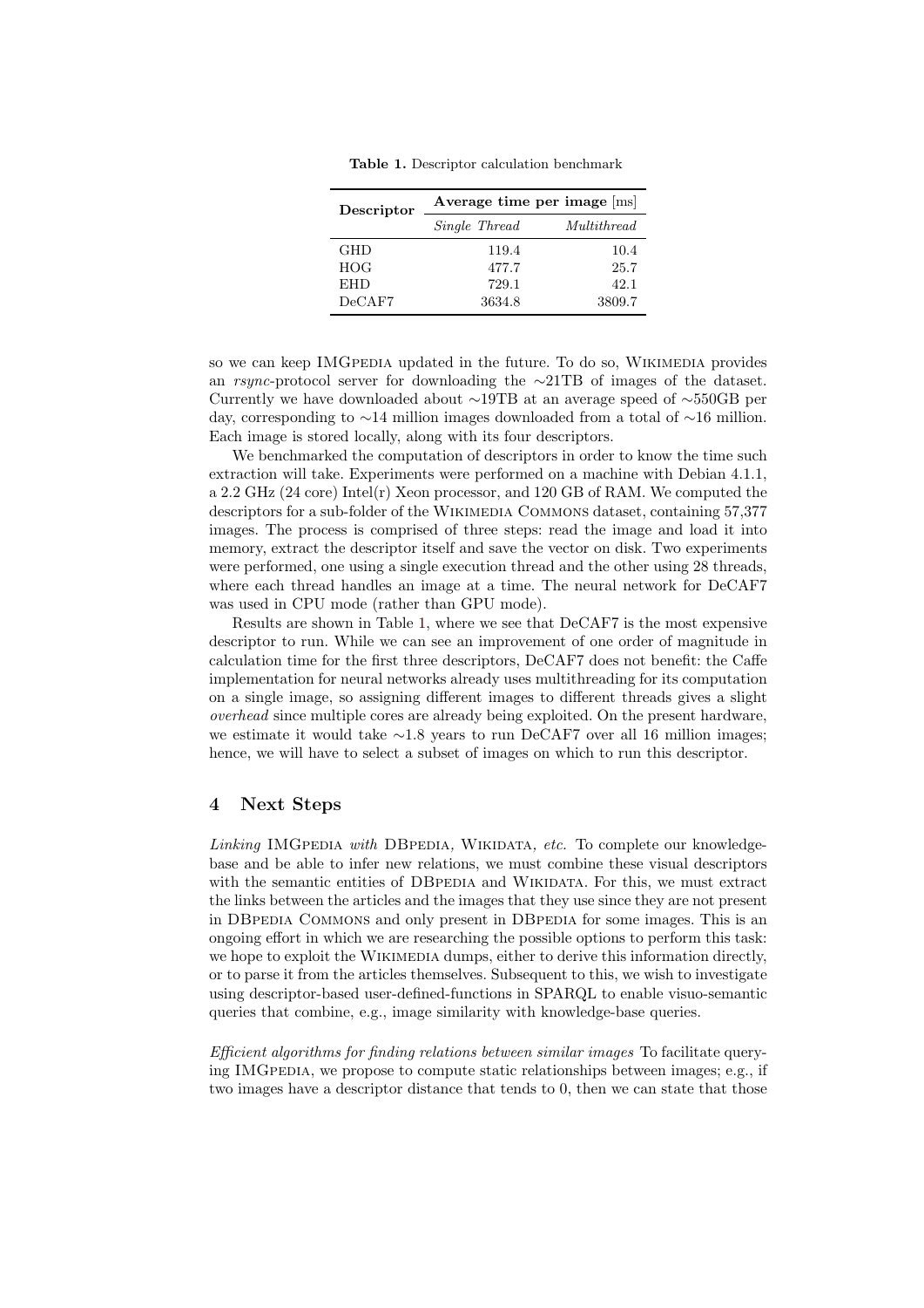Table 1. Descriptor calculation benchmark

| Descriptor | Average time per image [ms] | |
|---|---|---|
| | *Single Thread* | *Multithread* |
| GHD | 119.4 | 10.4 |
| HOG | 477.7 | 25.7 |
| EHD | 729.1 | 42.1 |
| DeCAF7 | 3634.8 | 3809.7 |

so we can keep IMGpedia updated in the future. To do so, Wikimedia provides an *rsync*-protocol server for downloading the ∼21TB of images of the dataset. Currently we have downloaded about ∼19TB at an average speed of ∼550GB per day, corresponding to ∼14 million images downloaded from a total of ∼16 million. Each image is stored locally, along with its four descriptors.

We benchmarked the computation of descriptors in order to know the time such extraction will take. Experiments were performed on a machine with Debian 4.1.1, a 2.2 GHz (24 core) Intel(r) Xeon processor, and 120 GB of RAM. We computed the descriptors for a sub-folder of the Wikimedia Commons dataset, containing 57,377 images. The process is comprised of three steps: read the image and load it into memory, extract the descriptor itself and save the vector on disk. Two experiments were performed, one using a single execution thread and the other using 28 threads, where each thread handles an image at a time. The neural network for DeCAF7 was used in CPU mode (rather than GPU mode).

Results are shown in Table 1, where we see that DeCAF7 is the most expensive descriptor to run. While we can see an improvement of one order of magnitude in calculation time for the first three descriptors, DeCAF7 does not benefit: the Caffe implementation for neural networks already uses multithreading for its computation on a single image, so assigning different images to different threads gives a slight *overhead* since multiple cores are already being exploited. On the present hardware, we estimate it would take ∼1.8 years to run DeCAF7 over all 16 million images; hence, we will have to select a subset of images on which to run this descriptor.

## 4 Next Steps

*Linking* IMGpedia *with* DBpedia*,* Wikidata*, etc.* To complete our knowledge-base and be able to infer new relations, we must combine these visual descriptors with the semantic entities of DBpedia and Wikidata. For this, we must extract the links between the articles and the images that they use since they are not present in DBpedia Commons and only present in DBpedia for some images. This is an ongoing effort in which we are researching the possible options to perform this task: we hope to exploit the Wikimedia dumps, either to derive this information directly, or to parse it from the articles themselves. Subsequent to this, we wish to investigate using descriptor-based user-defined-functions in SPARQL to enable visuo-semantic queries that combine, e.g., image similarity with knowledge-base queries.

*Efficient algorithms for finding relations between similar images* To facilitate querying IMGpedia, we propose to compute static relationships between images; e.g., if two images have a descriptor distance that tends to 0, then we can state that those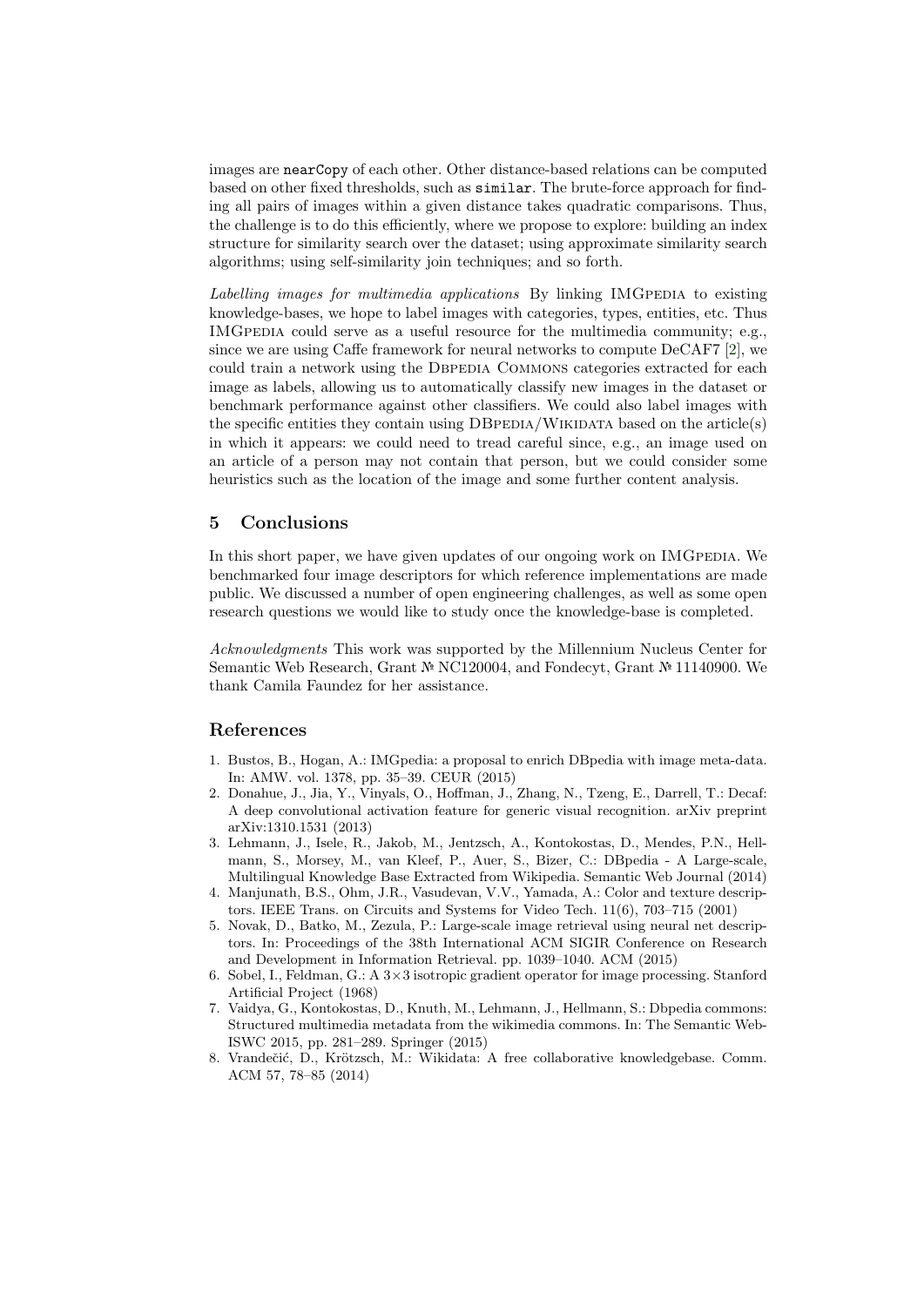images are `nearCopy` of each other. Other distance-based relations can be computed based on other fixed thresholds, such as `similar`. The brute-force approach for finding all pairs of images within a given distance takes quadratic comparisons. Thus, the challenge is to do this efficiently, where we propose to explore: building an index structure for similarity search over the dataset; using approximate similarity search algorithms; using self-similarity join techniques; and so forth.

*Labelling images for multimedia applications* By linking IMGpedia to existing knowledge-bases, we hope to label images with categories, types, entities, etc. Thus IMGpedia could serve as a useful resource for the multimedia community; e.g., since we are using Caffe framework for neural networks to compute DeCAF7 [2], we could train a network using the Dbpedia Commons categories extracted for each image as labels, allowing us to automatically classify new images in the dataset or benchmark performance against other classifiers. We could also label images with the specific entities they contain using DBpedia/Wikidata based on the article(s) in which it appears: we could need to tread careful since, e.g., an image used on an article of a person may not contain that person, but we could consider some heuristics such as the location of the image and some further content analysis.

## 5 Conclusions

In this short paper, we have given updates of our ongoing work on IMGpedia. We benchmarked four image descriptors for which reference implementations are made public. We discussed a number of open engineering challenges, as well as some open research questions we would like to study once the knowledge-base is completed.

*Acknowledgments* This work was supported by the Millennium Nucleus Center for Semantic Web Research, Grant № NC120004, and Fondecyt, Grant № 11140900. We thank Camila Faundez for her assistance.

## References

1. Bustos, B., Hogan, A.: IMGpedia: a proposal to enrich DBpedia with image meta-data. In: AMW. vol. 1378, pp. 35–39. CEUR (2015)
2. Donahue, J., Jia, Y., Vinyals, O., Hoffman, J., Zhang, N., Tzeng, E., Darrell, T.: Decaf: A deep convolutional activation feature for generic visual recognition. arXiv preprint arXiv:1310.1531 (2013)
3. Lehmann, J., Isele, R., Jakob, M., Jentzsch, A., Kontokostas, D., Mendes, P.N., Hellmann, S., Morsey, M., van Kleef, P., Auer, S., Bizer, C.: DBpedia - A Large-scale, Multilingual Knowledge Base Extracted from Wikipedia. Semantic Web Journal (2014)
4. Manjunath, B.S., Ohm, J.R., Vasudevan, V.V., Yamada, A.: Color and texture descriptors. IEEE Trans. on Circuits and Systems for Video Tech. 11(6), 703–715 (2001)
5. Novak, D., Batko, M., Zezula, P.: Large-scale image retrieval using neural net descriptors. In: Proceedings of the 38th International ACM SIGIR Conference on Research and Development in Information Retrieval. pp. 1039–1040. ACM (2015)
6. Sobel, I., Feldman, G.: A $3{\times}3$ isotropic gradient operator for image processing. Stanford Artificial Project (1968)
7. Vaidya, G., Kontokostas, D., Knuth, M., Lehmann, J., Hellmann, S.: Dbpedia commons: Structured multimedia metadata from the wikimedia commons. In: The Semantic Web-ISWC 2015, pp. 281–289. Springer (2015)
8. Vrandečić, D., Krötzsch, M.: Wikidata: A free collaborative knowledgebase. Comm. ACM 57, 78–85 (2014)